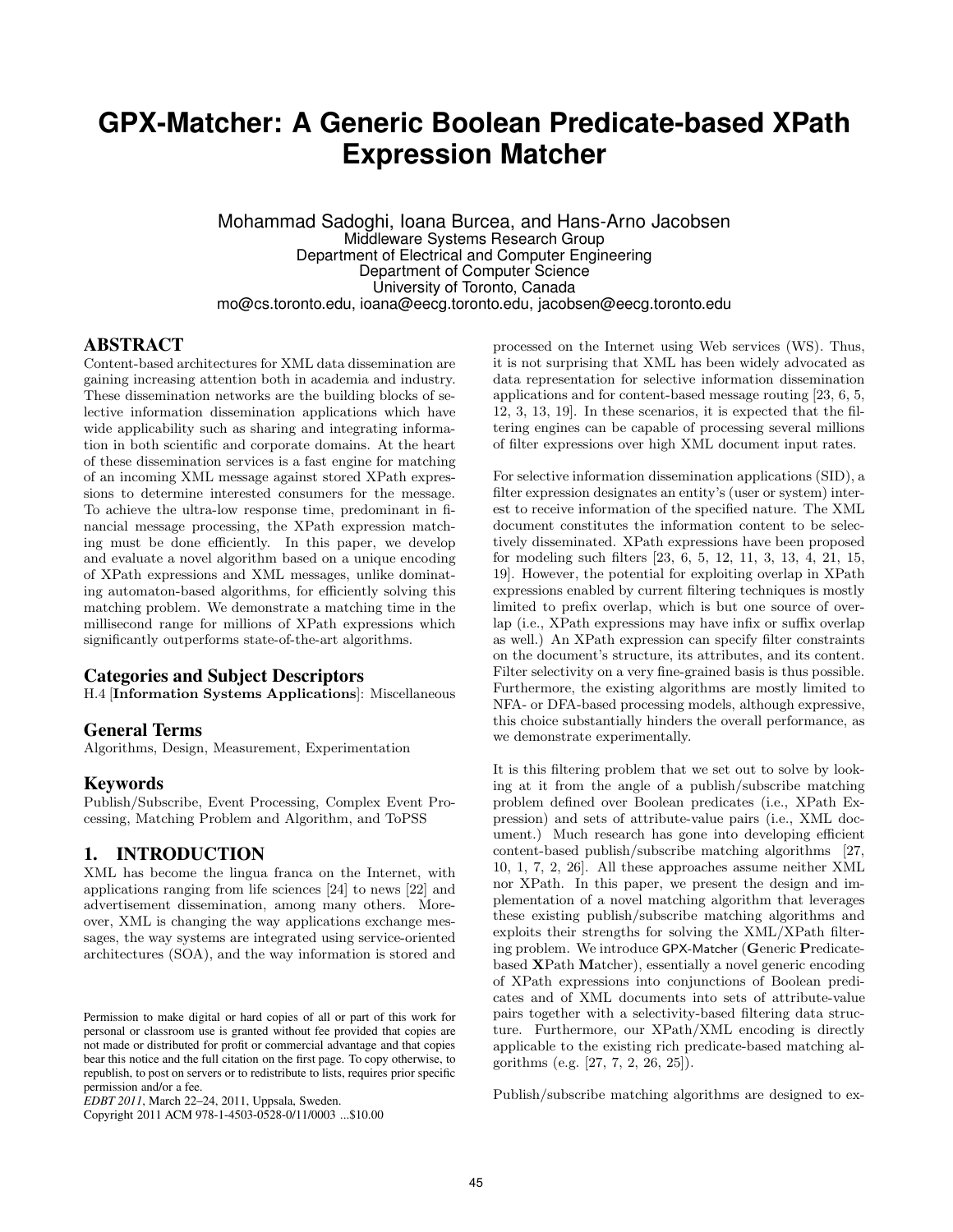# GPX-Matcher: A Generic Boolean Predicate-based XPath Expression Matcher

Mohammad Sadoghi, Ioana Burcea, and Hans-Arno Jacobsen
Middleware Systems Research Group
Department of Electrical and Computer Engineering
Department of Computer Science
University of Toronto, Canada
mo@cs.toronto.edu, ioana@eecg.toronto.edu, jacobsen@eecg.toronto.edu

## ABSTRACT

Content-based architectures for XML data dissemination are gaining increasing attention both in academia and industry. These dissemination networks are the building blocks of selective information dissemination applications which have wide applicability such as sharing and integrating information in both scientific and corporate domains. At the heart of these dissemination services is a fast engine for matching of an incoming XML message against stored XPath expressions to determine interested consumers for the message. To achieve the ultra-low response time, predominant in financial message processing, the XPath expression matching must be done efficiently. In this paper, we develop and evaluate a novel algorithm based on a unique encoding of XPath expressions and XML messages, unlike dominating automaton-based algorithms, for efficiently solving this matching problem. We demonstrate a matching time in the millisecond range for millions of XPath expressions which significantly outperforms state-of-the-art algorithms.

### Categories and Subject Descriptors

H.4 [**Information Systems Applications**]: Miscellaneous

### General Terms

Algorithms, Design, Measurement, Experimentation

### Keywords

Publish/Subscribe, Event Processing, Complex Event Processing, Matching Problem and Algorithm, and ToPSS

## 1. INTRODUCTION

XML has become the lingua franca on the Internet, with applications ranging from life sciences [24] to news [22] and advertisement dissemination, among many others. Moreover, XML is changing the way applications exchange messages, the way systems are integrated using service-oriented architectures (SOA), and the way information is stored and processed on the Internet using Web services (WS). Thus, it is not surprising that XML has been widely advocated as data representation for selective information dissemination applications and for content-based message routing [23, 6, 5, 12, 3, 13, 19]. In these scenarios, it is expected that the filtering engines can be capable of processing several millions of filter expressions over high XML document input rates.

For selective information dissemination applications (SID), a filter expression designates an entity's (user or system) interest to receive information of the specified nature. The XML document constitutes the information content to be selectively disseminated. XPath expressions have been proposed for modeling such filters [23, 6, 5, 12, 11, 3, 13, 4, 21, 15, 19]. However, the potential for exploiting overlap in XPath expressions enabled by current filtering techniques is mostly limited to prefix overlap, which is but one source of overlap (i.e., XPath expressions may have infix or suffix overlap as well.) An XPath expression can specify filter constraints on the document's structure, its attributes, and its content. Filter selectivity on a very fine-grained basis is thus possible. Furthermore, the existing algorithms are mostly limited to NFA- or DFA-based processing models, although expressive, this choice substantially hinders the overall performance, as we demonstrate experimentally.

It is this filtering problem that we set out to solve by looking at it from the angle of a publish/subscribe matching problem defined over Boolean predicates (i.e., XPath Expression) and sets of attribute-value pairs (i.e., XML document.) Much research has gone into developing efficient content-based publish/subscribe matching algorithms [27, 10, 1, 7, 2, 26]. All these approaches assume neither XML nor XPath. In this paper, we present the design and implementation of a novel matching algorithm that leverages these existing publish/subscribe matching algorithms and exploits their strengths for solving the XML/XPath filtering problem. We introduce GPX-Matcher (**G**eneric **P**redicate-based **X**Path **M**atcher), essentially a novel generic encoding of XPath expressions into conjunctions of Boolean predicates and of XML documents into sets of attribute-value pairs together with a selectivity-based filtering data structure. Furthermore, our XPath/XML encoding is directly applicable to the existing rich predicate-based matching algorithms (e.g. [27, 7, 2, 26, 25]).

Publish/subscribe matching algorithms are designed to ex-

Permission to make digital or hard copies of all or part of this work for personal or classroom use is granted without fee provided that copies are not made or distributed for profit or commercial advantage and that copies bear this notice and the full citation on the first page. To copy otherwise, to republish, to post on servers or to redistribute to lists, requires prior specific permission and/or a fee.
*EDBT 2011*, March 22–24, 2011, Uppsala, Sweden.
Copyright 2011 ACM 978-1-4503-0528-0/11/0003 ...$10.00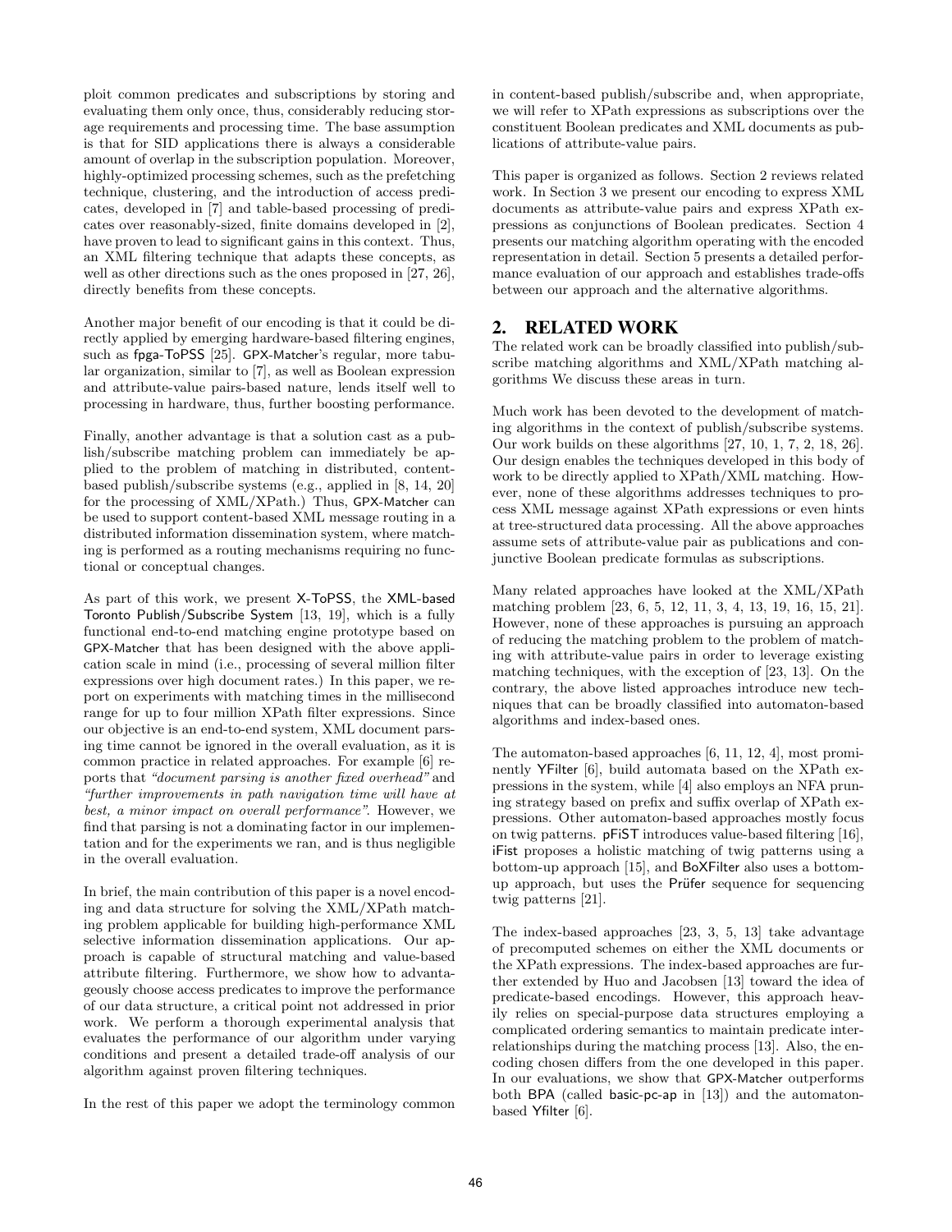ploit common predicates and subscriptions by storing and evaluating them only once, thus, considerably reducing storage requirements and processing time. The base assumption is that for SID applications there is always a considerable amount of overlap in the subscription population. Moreover, highly-optimized processing schemes, such as the prefetching technique, clustering, and the introduction of access predicates, developed in [7] and table-based processing of predicates over reasonably-sized, finite domains developed in [2], have proven to lead to significant gains in this context. Thus, an XML filtering technique that adapts these concepts, as well as other directions such as the ones proposed in [27, 26], directly benefits from these concepts.

Another major benefit of our encoding is that it could be directly applied by emerging hardware-based filtering engines, such as fpga-ToPSS [25]. GPX-Matcher's regular, more tabular organization, similar to [7], as well as Boolean expression and attribute-value pairs-based nature, lends itself well to processing in hardware, thus, further boosting performance.

Finally, another advantage is that a solution cast as a publish/subscribe matching problem can immediately be applied to the problem of matching in distributed, content-based publish/subscribe systems (e.g., applied in [8, 14, 20] for the processing of XML/XPath.) Thus, GPX-Matcher can be used to support content-based XML message routing in a distributed information dissemination system, where matching is performed as a routing mechanisms requiring no functional or conceptual changes.

As part of this work, we present X-ToPSS, the XML-based Toronto Publish/Subscribe System [13, 19], which is a fully functional end-to-end matching engine prototype based on GPX-Matcher that has been designed with the above application scale in mind (i.e., processing of several million filter expressions over high document rates.) In this paper, we report on experiments with matching times in the millisecond range for up to four million XPath filter expressions. Since our objective is an end-to-end system, XML document parsing time cannot be ignored in the overall evaluation, as it is common practice in related approaches. For example [6] reports that *"document parsing is another fixed overhead"* and *"further improvements in path navigation time will have at best, a minor impact on overall performance"*. However, we find that parsing is not a dominating factor in our implementation and for the experiments we ran, and is thus negligible in the overall evaluation.

In brief, the main contribution of this paper is a novel encoding and data structure for solving the XML/XPath matching problem applicable for building high-performance XML selective information dissemination applications. Our approach is capable of structural matching and value-based attribute filtering. Furthermore, we show how to advantageously choose access predicates to improve the performance of our data structure, a critical point not addressed in prior work. We perform a thorough experimental analysis that evaluates the performance of our algorithm under varying conditions and present a detailed trade-off analysis of our algorithm against proven filtering techniques.

In the rest of this paper we adopt the terminology common in content-based publish/subscribe and, when appropriate, we will refer to XPath expressions as subscriptions over the constituent Boolean predicates and XML documents as publications of attribute-value pairs.

This paper is organized as follows. Section 2 reviews related work. In Section 3 we present our encoding to express XML documents as attribute-value pairs and express XPath expressions as conjunctions of Boolean predicates. Section 4 presents our matching algorithm operating with the encoded representation in detail. Section 5 presents a detailed performance evaluation of our approach and establishes trade-offs between our approach and the alternative algorithms.

## 2. RELATED WORK

The related work can be broadly classified into publish/subscribe matching algorithms and XML/XPath matching algorithms We discuss these areas in turn.

Much work has been devoted to the development of matching algorithms in the context of publish/subscribe systems. Our work builds on these algorithms [27, 10, 1, 7, 2, 18, 26]. Our design enables the techniques developed in this body of work to be directly applied to XPath/XML matching. However, none of these algorithms addresses techniques to process XML message against XPath expressions or even hints at tree-structured data processing. All the above approaches assume sets of attribute-value pair as publications and conjunctive Boolean predicate formulas as subscriptions.

Many related approaches have looked at the XML/XPath matching problem [23, 6, 5, 12, 11, 3, 4, 13, 19, 16, 15, 21]. However, none of these approaches is pursuing an approach of reducing the matching problem to the problem of matching with attribute-value pairs in order to leverage existing matching techniques, with the exception of [23, 13]. On the contrary, the above listed approaches introduce new techniques that can be broadly classified into automaton-based algorithms and index-based ones.

The automaton-based approaches [6, 11, 12, 4], most prominently YFilter [6], build automata based on the XPath expressions in the system, while [4] also employs an NFA pruning strategy based on prefix and suffix overlap of XPath expressions. Other automaton-based approaches mostly focus on twig patterns. pFiST introduces value-based filtering [16], iFist proposes a holistic matching of twig patterns using a bottom-up approach [15], and BoXFilter also uses a bottom-up approach, but uses the Prüfer sequence for sequencing twig patterns [21].

The index-based approaches [23, 3, 5, 13] take advantage of precomputed schemes on either the XML documents or the XPath expressions. The index-based approaches are further extended by Huo and Jacobsen [13] toward the idea of predicate-based encodings. However, this approach heavily relies on special-purpose data structures employing a complicated ordering semantics to maintain predicate interrelationships during the matching process [13]. Also, the encoding chosen differs from the one developed in this paper. In our evaluations, we show that GPX-Matcher outperforms both BPA (called basic-pc-ap in [13]) and the automaton-based Yfilter [6].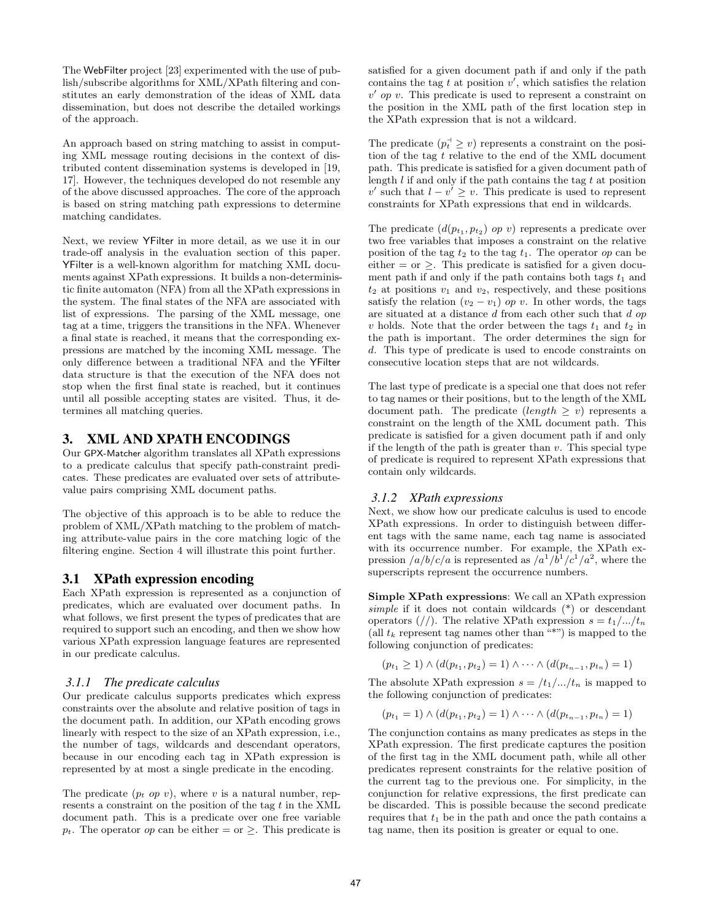The WebFilter project [23] experimented with the use of publish/subscribe algorithms for XML/XPath filtering and constitutes an early demonstration of the ideas of XML data dissemination, but does not describe the detailed workings of the approach.

An approach based on string matching to assist in computing XML message routing decisions in the context of distributed content dissemination systems is developed in [19, 17]. However, the techniques developed do not resemble any of the above discussed approaches. The core of the approach is based on string matching path expressions to determine matching candidates.

Next, we review YFilter in more detail, as we use it in our trade-off analysis in the evaluation section of this paper. YFilter is a well-known algorithm for matching XML documents against XPath expressions. It builds a non-deterministic finite automaton (NFA) from all the XPath expressions in the system. The final states of the NFA are associated with list of expressions. The parsing of the XML message, one tag at a time, triggers the transitions in the NFA. Whenever a final state is reached, it means that the corresponding expressions are matched by the incoming XML message. The only difference between a traditional NFA and the YFilter data structure is that the execution of the NFA does not stop when the first final state is reached, but it continues until all possible accepting states are visited. Thus, it determines all matching queries.

# 3. XML AND XPATH ENCODINGS

Our GPX-Matcher algorithm translates all XPath expressions to a predicate calculus that specify path-constraint predicates. These predicates are evaluated over sets of attribute-value pairs comprising XML document paths.

The objective of this approach is to be able to reduce the problem of XML/XPath matching to the problem of matching attribute-value pairs in the core matching logic of the filtering engine. Section 4 will illustrate this point further.

## 3.1 XPath expression encoding

Each XPath expression is represented as a conjunction of predicates, which are evaluated over document paths. In what follows, we first present the types of predicates that are required to support such an encoding, and then we show how various XPath expression language features are represented in our predicate calculus.

### 3.1.1 The predicate calculus

Our predicate calculus supports predicates which express constraints over the absolute and relative position of tags in the document path. In addition, our XPath encoding grows linearly with respect to the size of an XPath expression, i.e., the number of tags, wildcards and descendant operators, because in our encoding each tag in XPath expression is represented by at most a single predicate in the encoding.

The predicate ($p_t$ *op* $v$), where $v$ is a natural number, represents a constraint on the position of the tag $t$ in the XML document path. This is a predicate over one free variable $p_t$. The operator *op* can be either $=$ or $\geq$. This predicate is satisfied for a given document path if and only if the path contains the tag $t$ at position $v'$, which satisfies the relation $v'$ *op* $v$. This predicate is used to represent a constraint on the position in the XML path of the first location step in the XPath expression that is not a wildcard.

The predicate $(p_t^{\dashv} \geq v)$ represents a constraint on the position of the tag $t$ relative to the end of the XML document path. This predicate is satisfied for a given document path of length $l$ if and only if the path contains the tag $t$ at position $v'$ such that $l - v' \geq v$. This predicate is used to represent constraints for XPath expressions that end in wildcards.

The predicate ($d(p_{t_1}, p_{t_2})$ *op* $v$) represents a predicate over two free variables that imposes a constraint on the relative position of the tag $t_2$ to the tag $t_1$. The operator *op* can be either $=$ or $\geq$. This predicate is satisfied for a given document path if and only if the path contains both tags $t_1$ and $t_2$ at positions $v_1$ and $v_2$, respectively, and these positions satisfy the relation $(v_2 - v_1)$ *op* $v$. In other words, the tags are situated at a distance $d$ from each other such that $d$ *op* $v$ holds. Note that the order between the tags $t_1$ and $t_2$ in the path is important. The order determines the sign for $d$. This type of predicate is used to encode constraints on consecutive location steps that are not wildcards.

The last type of predicate is a special one that does not refer to tag names or their positions, but to the length of the XML document path. The predicate $(length \geq v)$ represents a constraint on the length of the XML document path. This predicate is satisfied for a given document path if and only if the length of the path is greater than $v$. This special type of predicate is required to represent XPath expressions that contain only wildcards.

### 3.1.2 XPath expressions

Next, we show how our predicate calculus is used to encode XPath expressions. In order to distinguish between different tags with the same name, each tag name is associated with its occurrence number. For example, the XPath expression $/a/b/c/a$ is represented as $/a^1/b^1/c^1/a^2$, where the superscripts represent the occurrence numbers.

**Simple XPath expressions**: We call an XPath expression *simple* if it does not contain wildcards (*) or descendant operators (//). The relative XPath expression $s = t_1/.../t_n$ (all $t_k$ represent tag names other than "*") is mapped to the following conjunction of predicates:

$$(p_{t_1} \geq 1) \wedge (d(p_{t_1}, p_{t_2}) = 1) \wedge \cdots \wedge (d(p_{t_{n-1}}, p_{t_n}) = 1)$$

The absolute XPath expression $s = /t_1/.../t_n$ is mapped to the following conjunction of predicates:

$$(p_{t_1} = 1) \wedge (d(p_{t_1}, p_{t_2}) = 1) \wedge \cdots \wedge (d(p_{t_{n-1}}, p_{t_n}) = 1)$$

The conjunction contains as many predicates as steps in the XPath expression. The first predicate captures the position of the first tag in the XML document path, while all other predicates represent constraints for the relative position of the current tag to the previous one. For simplicity, in the conjunction for relative expressions, the first predicate can be discarded. This is possible because the second predicate requires that $t_1$ be in the path and once the path contains a tag name, then its position is greater or equal to one.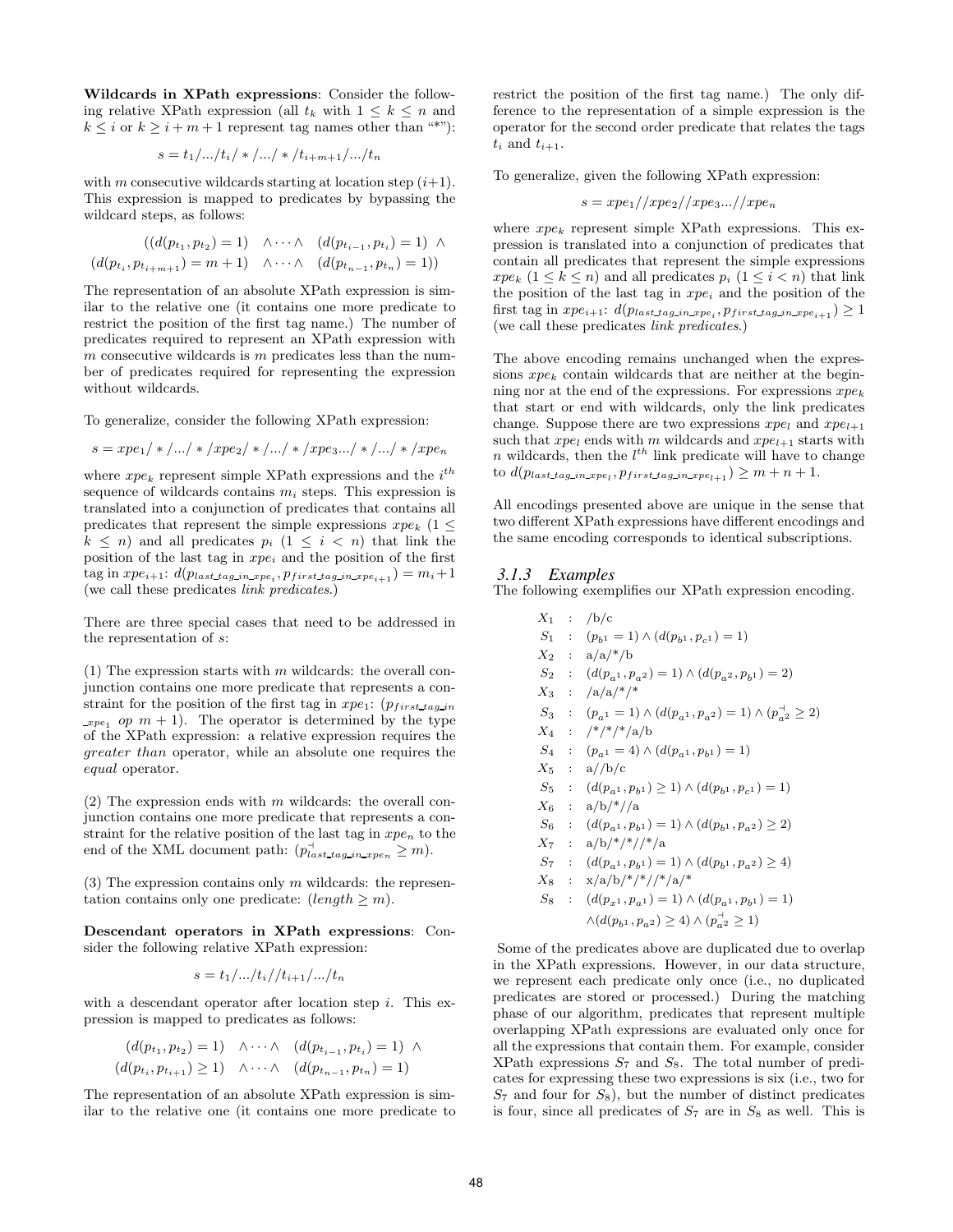**Wildcards in XPath expressions**: Consider the following relative XPath expression (all $t_k$ with $1 \leq k \leq n$ and $k \leq i$ or $k \geq i+m+1$ represent tag names other than "*"):

$$s = t_1/.../t_i/*/.../*/t_{i+m+1}/.../t_n$$

with $m$ consecutive wildcards starting at location step $(i+1)$. This expression is mapped to predicates by bypassing the wildcard steps, as follows:

$$((d(p_{t_1}, p_{t_2}) = 1) \quad \wedge \cdots \wedge \quad (d(p_{t_{i-1}}, p_{t_i}) = 1) \;\wedge$$
$$(d(p_{t_i}, p_{t_{i+m+1}}) = m+1) \quad \wedge \cdots \wedge \quad (d(p_{t_{n-1}}, p_{t_n}) = 1))$$

The representation of an absolute XPath expression is similar to the relative one (it contains one more predicate to restrict the position of the first tag name.) The number of predicates required to represent an XPath expression with $m$ consecutive wildcards is $m$ predicates less than the number of predicates required for representing the expression without wildcards.

To generalize, consider the following XPath expression:

$$s = xpe_1/*/.../*/xpe_2/*/.../*/xpe_3.../*/.../*/xpe_n$$

where $xpe_k$ represent simple XPath expressions and the $i^{th}$ sequence of wildcards contains $m_i$ steps. This expression is translated into a conjunction of predicates that contains all predicates that represent the simple expressions $xpe_k$ ($1 \leq k \leq n$) and all predicates $p_i$ ($1 \leq i < n$) that link the position of the last tag in $xpe_i$ and the position of the first tag in $xpe_{i+1}$: $d(p_{last\_tag\_in\_xpe_i}, p_{first\_tag\_in\_xpe_{i+1}}) = m_i+1$ (we call these predicates *link predicates*.)

There are three special cases that need to be addressed in the representation of $s$:

(1) The expression starts with $m$ wildcards: the overall conjunction contains one more predicate that represents a constraint for the position of the first tag in $xpe_1$: ($p_{first\_tag\_in\_xpe_1}$ $op$ $m+1$). The operator is determined by the type of the XPath expression: a relative expression requires the *greater than* operator, while an absolute one requires the *equal* operator.

(2) The expression ends with $m$ wildcards: the overall conjunction contains one more predicate that represents a constraint for the relative position of the last tag in $xpe_n$ to the end of the XML document path: ($p^{\dashv}_{last\_tag\_in\_xpe_n} \geq m$).

(3) The expression contains only $m$ wildcards: the representation contains only one predicate: ($length \geq m$).

**Descendant operators in XPath expressions**: Consider the following relative XPath expression:

$$s = t_1/.../t_i//t_{i+1}/.../t_n$$

with a descendant operator after location step $i$. This expression is mapped to predicates as follows:

$$(d(p_{t_1}, p_{t_2}) = 1) \quad \wedge \cdots \wedge \quad (d(p_{t_{i-1}}, p_{t_i}) = 1) \;\wedge$$
$$(d(p_{t_i}, p_{t_{i+1}}) \geq 1) \quad \wedge \cdots \wedge \quad (d(p_{t_{n-1}}, p_{t_n}) = 1)$$

The representation of an absolute XPath expression is similar to the relative one (it contains one more predicate to restrict the position of the first tag name.) The only difference to the representation of a simple expression is the operator for the second order predicate that relates the tags $t_i$ and $t_{i+1}$.

To generalize, given the following XPath expression:

$$s = xpe_1//xpe_2//xpe_3...//xpe_n$$

where $xpe_k$ represent simple XPath expressions. This expression is translated into a conjunction of predicates that contain all predicates that represent the simple expressions $xpe_k$ ($1 \leq k \leq n$) and all predicates $p_i$ ($1 \leq i < n$) that link the position of the last tag in $xpe_i$ and the position of the first tag in $xpe_{i+1}$: $d(p_{last\_tag\_in\_xpe_i}, p_{first\_tag\_in\_xpe_{i+1}}) \geq 1$ (we call these predicates *link predicates*.)

The above encoding remains unchanged when the expressions $xpe_k$ contain wildcards that are neither at the beginning nor at the end of the expressions. For expressions $xpe_k$ that start or end with wildcards, only the link predicates change. Suppose there are two expressions $xpe_l$ and $xpe_{l+1}$ such that $xpe_l$ ends with $m$ wildcards and $xpe_{l+1}$ starts with $n$ wildcards, then the $l^{th}$ link predicate will have to change to $d(p_{last\_tag\_in\_xpe_l}, p_{first\_tag\_in\_xpe_{l+1}}) \geq m+n+1$.

All encodings presented above are unique in the sense that two different XPath expressions have different encodings and the same encoding corresponds to identical subscriptions.

### 3.1.3 Examples

The following exemplifies our XPath expression encoding.

$$
\begin{aligned}
X_1 &: \;\; /\text{b}/\text{c} \\
S_1 &: \;\; (p_{b^1} = 1) \wedge (d(p_{b^1}, p_{c^1}) = 1) \\
X_2 &: \;\; \text{a}/\text{a}/*/\text{b} \\
S_2 &: \;\; (d(p_{a^1}, p_{a^2}) = 1) \wedge (d(p_{a^2}, p_{b^1}) = 2) \\
X_3 &: \;\; /\text{a}/\text{a}/*/* \\
S_3 &: \;\; (p_{a^1} = 1) \wedge (d(p_{a^1}, p_{a^2}) = 1) \wedge (p^{\dashv}_{a^2} \geq 2) \\
X_4 &: \;\; /*/*/*/\text{a}/\text{b} \\
S_4 &: \;\; (p_{a^1} = 4) \wedge (d(p_{a^1}, p_{b^1}) = 1) \\
X_5 &: \;\; \text{a}//\text{b}/\text{c} \\
S_5 &: \;\; (d(p_{a^1}, p_{b^1}) \geq 1) \wedge (d(p_{b^1}, p_{c^1}) = 1) \\
X_6 &: \;\; \text{a}/\text{b}/*//\text{a} \\
S_6 &: \;\; (d(p_{a^1}, p_{b^1}) = 1) \wedge (d(p_{b^1}, p_{a^2}) \geq 2) \\
X_7 &: \;\; \text{a}/\text{b}/*/*//*/\text{a} \\
S_7 &: \;\; (d(p_{a^1}, p_{b^1}) = 1) \wedge (d(p_{b^1}, p_{a^2}) \geq 4) \\
X_8 &: \;\; \text{x}/\text{a}/\text{b}/*/*//*/\text{a}/* \\
S_8 &: \;\; (d(p_{x^1}, p_{a^1}) = 1) \wedge (d(p_{a^1}, p_{b^1}) = 1) \\
&\quad\;\; \wedge (d(p_{b^1}, p_{a^2}) \geq 4) \wedge (p^{\dashv}_{a^2} \geq 1)
\end{aligned}
$$

Some of the predicates above are duplicated due to overlap in the XPath expressions. However, in our data structure, we represent each predicate only once (i.e., no duplicated predicates are stored or processed.) During the matching phase of our algorithm, predicates that represent multiple overlapping XPath expressions are evaluated only once for all the expressions that contain them. For example, consider XPath expressions $S_7$ and $S_8$. The total number of predicates for expressing these two expressions is six (i.e., two for $S_7$ and four for $S_8$), but the number of distinct predicates is four, since all predicates of $S_7$ are in $S_8$ as well. This is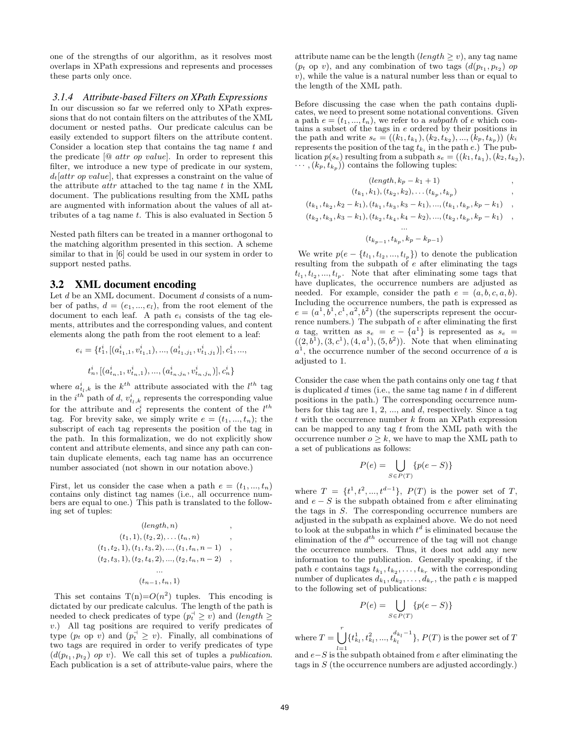one of the strengths of our algorithm, as it resolves most overlaps in XPath expressions and represents and processes these parts only once.

### 3.1.4 Attribute-based Filters on XPath Expressions

In our discussion so far we referred only to XPath expressions that do not contain filters on the attributes of the XML document or nested paths. Our predicate calculus can be easily extended to support filters on the attribute content. Consider a location step that contains the tag name $t$ and the predicate [@ *attr op value*]. In order to represent this filter, we introduce a new type of predicate in our system, $d_t[attr\ op\ value]$, that expresses a constraint on the value of the attribute *attr* attached to the tag name $t$ in the XML document. The publications resulting from the XML paths are augmented with information about the values of all attributes of a tag name $t$. This is also evaluated in Section 5

Nested path filters can be treated in a manner orthogonal to the matching algorithm presented in this section. A scheme similar to that in [6] could be used in our system in order to support nested paths.

## 3.2 XML document encoding

Let $d$ be an XML document. Document $d$ consists of a number of paths, $d = (e_1, ..., e_l)$, from the root element of the document to each leaf. A path $e_i$ consists of the tag elements, attributes and the corresponding values, and content elements along the path from the root element to a leaf:

$$e_i = \{t_1^i, [(a_{t_1,1}^i, v_{t_1,1}^i), ..., (a_{t_1,j_1}^i, v_{t_1,j_1}^i)], c_1^i, ...,$$

$$t_n^i, [(a_{t_n,1}^i, v_{t_n,1}^i), ..., (a_{t_n,j_n}^i, v_{t_n,j_n}^i)], c_n^i\}$$

where $a_{t_l,k}^i$ is the $k^{th}$ attribute associated with the $l^{th}$ tag in the $i^{th}$ path of $d$, $v_{t_l,k}^i$ represents the corresponding value for the attribute and $c_l^i$ represents the content of the $l^{th}$ tag. For brevity sake, we simply write $e = (t_1, ..., t_n)$; the subscript of each tag represents the position of the tag in the path. In this formalization, we do not explicitly show content and attribute elements, and since any path can contain duplicate elements, each tag name has an occurrence number associated (not shown in our notation above.)

First, let us consider the case when a path $e = (t_1, ..., t_n)$ contains only distinct tag names (i.e., all occurrence numbers are equal to one.) This path is translated to the following set of tuples:

$$\begin{array}{cc}
(length, n) & , \\
(t_1, 1), (t_2, 2), \ldots (t_n, n) & , \\
(t_1, t_2, 1), (t_1, t_3, 2), ..., (t_1, t_n, n-1) & , \\
(t_2, t_3, 1), (t_2, t_4, 2), ..., (t_2, t_n, n-2) & , \\
... & \\
(t_{n-1}, t_n, 1) &
\end{array}$$

This set contains T(n)=$O(n^2)$ tuples. This encoding is dictated by our predicate calculus. The length of the path is needed to check predicates of type $(p_t^{\dashv} \geq v)$ and $(length \geq v.)$ All tag positions are required to verify predicates of type ($p_t$ op $v$) and $(p_t^{\dashv} \geq v)$. Finally, all combinations of two tags are required in order to verify predicates of type $(d(p_{t_1}, p_{t_2})\ op\ v)$. We call this set of tuples a *publication*. Each publication is a set of attribute-value pairs, where the attribute name can be the length ($length \geq v$), any tag name ($p_t$ op $v$), and any combination of two tags ($d(p_{t_1}, p_{t_2})$ *op* $v$), while the value is a natural number less than or equal to the length of the XML path.

Before discussing the case when the path contains duplicates, we need to present some notational conventions. Given a path $e = (t_1, ..., t_n)$, we refer to a *subpath* of $e$ which contains a subset of the tags in $e$ ordered by their positions in the path and write $s_e = ((k_1, t_{k_1}), (k_2, t_{k_2}), ..., (k_p, t_{k_p}))$ ($k_i$ represents the position of the tag $t_{k_i}$ in the path $e$.) The publication $p(s_e)$ resulting from a subpath $s_e = ((k_1, t_{k_1}), (k_2, t_{k_2}), \cdots, (k_p, t_{k_p}))$ contains the following tuples:

$$\begin{array}{cc}
(length, k_p - k_1 + 1) & , \\
(t_{k_1}, k_1), (t_{k_2}, k_2), \ldots (t_{k_p}, t_{k_p}) & , \\
(t_{k_1}, t_{k_2}, k_2 - k_1), (t_{k_1}, t_{k_3}, k_3 - k_1), ..., (t_{k_1}, t_{k_p}, k_p - k_1) & , \\
(t_{k_2}, t_{k_3}, k_3 - k_1), (t_{k_2}, t_{k_4}, k_4 - k_2), ..., (t_{k_2}, t_{k_p}, k_p - k_1) & , \\
... & \\
(t_{k_{p-1}}, t_{k_p}, k_p - k_{p-1}) &
\end{array}$$

We write $p(e - \{t_{l_1}, t_{l_2}, ..., t_{l_p}\})$ to denote the publication resulting from the subpath of $e$ after eliminating the tags $t_{l_1}, t_{l_2}, ..., t_{l_p}$. Note that after eliminating some tags that have duplicates, the occurrence numbers are adjusted as needed. For example, consider the path $e = (a, b, c, a, b)$. Including the occurrence numbers, the path is expressed as $e = (a^1, b^1, c^1, a^2, b^2)$ (the superscripts represent the occurrence numbers.) The subpath of $e$ after eliminating the first $a$ tag, written as $s_e = e - \{a^1\}$ is represented as $s_e = ((2, b^1), (3, c^1), (4, a^1), (5, b^2))$. Note that when eliminating $a^1$, the occurrence number of the second occurrence of $a$ is adjusted to 1.

Consider the case when the path contains only one tag $t$ that is duplicated $d$ times (i.e., the same tag name $t$ in $d$ different positions in the path.) The corresponding occurrence numbers for this tag are 1, 2, ..., and $d$, respectively. Since a tag $t$ with the occurrence number $k$ from an XPath expression can be mapped to any tag $t$ from the XML path with the occurrence number $o \geq k$, we have to map the XML path to a set of publications as follows:

$$P(e) = \bigcup_{S \in P(T)} \{p(e - S)\}$$

where $T = \{t^1, t^2, ..., t^{d-1}\}$, $P(T)$ is the power set of $T$, and $e - S$ is the subpath obtained from $e$ after eliminating the tags in $S$. The corresponding occurrence numbers are adjusted in the subpath as explained above. We do not need to look at the subpaths in which $t^d$ is eliminated because the elimination of the $d^{th}$ occurrence of the tag will not change the occurrence numbers. Thus, it does not add any new information to the publication. Generally speaking, if the path $e$ contains tags $t_{k_1}, t_{k_2}, \ldots, t_{k_r}$ with the corresponding number of duplicates $d_{k_1}, d_{k_2}, \ldots, d_{k_r}$, the path $e$ is mapped to the following set of publications:

$$P(e) = \bigcup_{S \in P(T)} \{p(e - S)\}$$

where $T = \bigcup_{l=1}^{r} \{t_{k_l}^1, t_{k_l}^2, ..., t_{k_l}^{d_{k_l}-1}\}$, $P(T)$ is the power set of $T$ and $e - S$ is the subpath obtained from $e$ after eliminating the tags in $S$ (the occurrence numbers are adjusted accordingly.)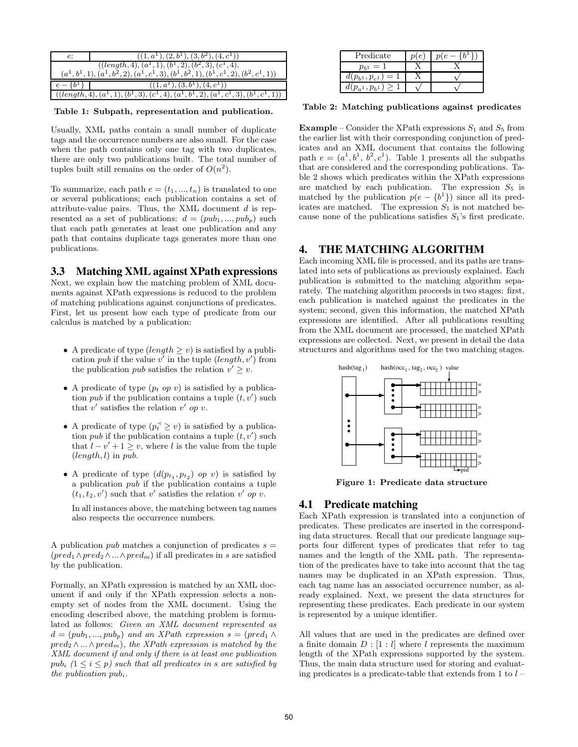| $e$: | $((1,a^1),(2,b^1),(3,b^2),(4,c^1))$ |
|---|---|
| $((length,4),(a^1,1),(b^1,2),(b^2,3),(c^1,4),$ $(a^1,b^1,1),(a^1,b^2,2),(a^1,c^1,3),(b^1,b^2,1),(b^1,c^1,2),(b^2,c^1,1))$ | |
| $e-\{b^1\}$ | $((1,a^1),(3,b^1),(4,c^1))$ |
| $((length,4),(a^1,1),(b^1,3),(c^1,4),(a^1,b^1,2),(a^1,c^1,3),(b^1,c^1,1))$ | |

**Table 1: Subpath, representation and publication.**

Usually, XML paths contain a small number of duplicate tags and the occurrence numbers are also small. For the case when the path contains only one tag with two duplicates, there are only two publications built. The total number of tuples built still remains on the order of $O(n^2)$.

To summarize, each path $e=(t_1,...,t_n)$ is translated to one or several publications; each publication contains a set of attribute-value pairs. Thus, the XML document $d$ is represented as a set of publications: $d=(pub_1,...,pub_p)$ such that each path generates at least one publication and any path that contains duplicate tags generates more than one publications.

## 3.3 Matching XML against XPath expressions

Next, we explain how the matching problem of XML documents against XPath expressions is reduced to the problem of matching publications against conjunctions of predicates. First, let us present how each type of predicate from our calculus is matched by a publication:

- A predicate of type ($length \geq v$) is satisfied by a publication $pub$ if the value $v'$ in the tuple $(length, v')$ from the publication $pub$ satisfies the relation $v' \geq v$.
- A predicate of type ($p_t$ $op$ $v$) is satisfied by a publication $pub$ if the publication contains a tuple $(t, v')$ such that $v'$ satisfies the relation $v'$ $op$ $v$.
- A predicate of type ($p_t^{\dashv} \geq v$) is satisfied by a publication $pub$ if the publication contains a tuple $(t, v')$ such that $l - v' + 1 \geq v$, where $l$ is the value from the tuple $(length, l)$ in $pub$.
- A predicate of type ($d(p_{t_1}, p_{t_2})$ $op$ $v$) is satisfied by a publication $pub$ if the publication contains a tuple $(t_1, t_2, v')$ such that $v'$ satisfies the relation $v'$ $op$ $v$.

  In all instances above, the matching between tag names also respects the occurrence numbers.

A publication $pub$ matches a conjunction of predicates $s=(pred_1 \wedge pred_2 \wedge ... \wedge pred_m)$ if all predicates in $s$ are satisfied by the publication.

Formally, an XPath expression is matched by an XML document if and only if the XPath expression selects a non-empty set of nodes from the XML document. Using the encoding described above, the matching problem is formulated as follows: *Given an XML document represented as $d=(pub_1,...,pub_p)$ and an XPath expression $s=(pred_1 \wedge pred_2 \wedge ... \wedge pred_m)$, the XPath expression is matched by the XML document if and only if there is at least one publication $pub_i$ $(1 \leq i \leq p)$ such that all predicates in $s$ are satisfied by the publication $pub_i$.*

| Predicate | $p(e)$ | $p(e-\{b^1\})$ |
|---|---|---|
| $p_{b^1}=1$ | X | X |
| $d(p_{b^1},p_{c^1})=1$ | X | √ |
| $d(p_{a^1},p_{b^1})\geq 1$ | √ | √ |

**Table 2: Matching publications against predicates**

**Example** – Consider the XPath expressions $S_1$ and $S_5$ from the earlier list with their corresponding conjunction of predicates and an XML document that contains the following path $e=(a^1, b^1, b^2, c^1)$. Table 1 presents all the subpaths that are considered and the corresponding publications. Table 2 shows which predicates within the XPath expressions are matched by each publication. The expression $S_5$ is matched by the publication $p(e-\{b^1\})$ since all its predicates are matched. The expression $S_1$ is not matched because none of the publications satisfies $S_1$'s first predicate.

# 4. THE MATCHING ALGORITHM

Each incoming XML file is processed, and its paths are translated into sets of publications as previously explained. Each publication is submitted to the matching algorithm separately. The matching algorithm proceeds in two stages: first, each publication is matched against the predicates in the system; second, given this information, the matched XPath expressions are identified. After all publications resulting from the XML document are processed, the matched XPath expressions are collected. Next, we present in detail the data structures and algorithms used for the two matching stages.

**Figure 1: Predicate data structure**

## 4.1 Predicate matching

Each XPath expression is translated into a conjunction of predicates. These predicates are inserted in the corresponding data structures. Recall that our predicate language supports four different types of predicates that refer to tag names and the length of the XML path. The representation of the predicates have to take into account that the tag names may be duplicated in an XPath expression. Thus, each tag name has an associated occurrence number, as already explained. Next, we present the data structures for representing these predicates. Each predicate in our system is represented by a unique identifier.

All values that are used in the predicates are defined over a finite domain $D:[1:l]$ where $l$ represents the maximum length of the XPath expressions supported by the system. Thus, the main data structure used for storing and evaluating predicates is a predicate-table that extends from 1 to $l$ –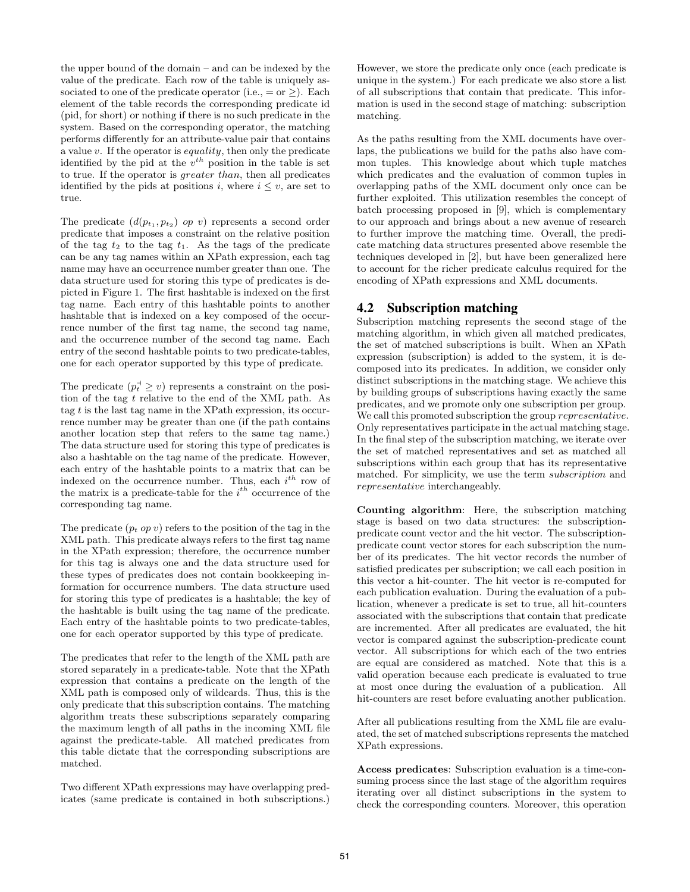the upper bound of the domain – and can be indexed by the value of the predicate. Each row of the table is uniquely associated to one of the predicate operator (i.e., = or ≥). Each element of the table records the corresponding predicate id (pid, for short) or nothing if there is no such predicate in the system. Based on the corresponding operator, the matching performs differently for an attribute-value pair that contains a value $v$. If the operator is *equality*, then only the predicate identified by the pid at the $v^{th}$ position in the table is set to true. If the operator is *greater than*, then all predicates identified by the pids at positions $i$, where $i \leq v$, are set to true.

The predicate $(d(p_{t_1}, p_{t_2})\ op\ v)$ represents a second order predicate that imposes a constraint on the relative position of the tag $t_2$ to the tag $t_1$. As the tags of the predicate can be any tag names within an XPath expression, each tag name may have an occurrence number greater than one. The data structure used for storing this type of predicates is depicted in Figure 1. The first hashtable is indexed on the first tag name. Each entry of this hashtable points to another hashtable that is indexed on a key composed of the occurrence number of the first tag name, the second tag name, and the occurrence number of the second tag name. Each entry of the second hashtable points to two predicate-tables, one for each operator supported by this type of predicate.

The predicate $(p_t^{\dashv} \geq v)$ represents a constraint on the position of the tag $t$ relative to the end of the XML path. As tag $t$ is the last tag name in the XPath expression, its occurrence number may be greater than one (if the path contains another location step that refers to the same tag name.) The data structure used for storing this type of predicates is also a hashtable on the tag name of the predicate. However, each entry of the hashtable points to a matrix that can be indexed on the occurrence number. Thus, each $i^{th}$ row of the matrix is a predicate-table for the $i^{th}$ occurrence of the corresponding tag name.

The predicate $(p_t\ op\ v)$ refers to the position of the tag in the XML path. This predicate always refers to the first tag name in the XPath expression; therefore, the occurrence number for this tag is always one and the data structure used for these types of predicates does not contain bookkeeping information for occurrence numbers. The data structure used for storing this type of predicate is a hashtable; the key of the hashtable is built using the tag name of the predicate. Each entry of the hashtable points to two predicate-tables, one for each operator supported by this type of predicate.

The predicates that refer to the length of the XML path are stored separately in a predicate-table. Note that the XPath expression that contains a predicate on the length of the XML path is composed only of wildcards. Thus, this is the only predicate that this subscription contains. The matching algorithm treats these subscriptions separately comparing the maximum length of all paths in the incoming XML file against the predicate-table. All matched predicates from this table dictate that the corresponding subscriptions are matched.

Two different XPath expressions may have overlapping predicates (same predicate is contained in both subscriptions.) However, we store the predicate only once (each predicate is unique in the system.) For each predicate we also store a list of all subscriptions that contain that predicate. This information is used in the second stage of matching: subscription matching.

As the paths resulting from the XML documents have overlaps, the publications we build for the paths also have common tuples. This knowledge about which tuple matches which predicates and the evaluation of common tuples in overlapping paths of the XML document only once can be further exploited. This utilization resembles the concept of batch processing proposed in [9], which is complementary to our approach and brings about a new avenue of research to further improve the matching time. Overall, the predicate matching data structures presented above resemble the techniques developed in [2], but have been generalized here to account for the richer predicate calculus required for the encoding of XPath expressions and XML documents.

## 4.2 Subscription matching

Subscription matching represents the second stage of the matching algorithm, in which given all matched predicates, the set of matched subscriptions is built. When an XPath expression (subscription) is added to the system, it is decomposed into its predicates. In addition, we consider only distinct subscriptions in the matching stage. We achieve this by building groups of subscriptions having exactly the same predicates, and we promote only one subscription per group. We call this promoted subscription the group *representative*. Only representatives participate in the actual matching stage. In the final step of the subscription matching, we iterate over the set of matched representatives and set as matched all subscriptions within each group that has its representative matched. For simplicity, we use the term *subscription* and *representative* interchangeably.

**Counting algorithm**: Here, the subscription matching stage is based on two data structures: the subscription-predicate count vector and the hit vector. The subscription-predicate count vector stores for each subscription the number of its predicates. The hit vector records the number of satisfied predicates per subscription; we call each position in this vector a hit-counter. The hit vector is re-computed for each publication evaluation. During the evaluation of a publication, whenever a predicate is set to true, all hit-counters associated with the subscriptions that contain that predicate are incremented. After all predicates are evaluated, the hit vector is compared against the subscription-predicate count vector. All subscriptions for which each of the two entries are equal are considered as matched. Note that this is a valid operation because each predicate is evaluated to true at most once during the evaluation of a publication. All hit-counters are reset before evaluating another publication.

After all publications resulting from the XML file are evaluated, the set of matched subscriptions represents the matched XPath expressions.

**Access predicates**: Subscription evaluation is a time-consuming process since the last stage of the algorithm requires iterating over all distinct subscriptions in the system to check the corresponding counters. Moreover, this operation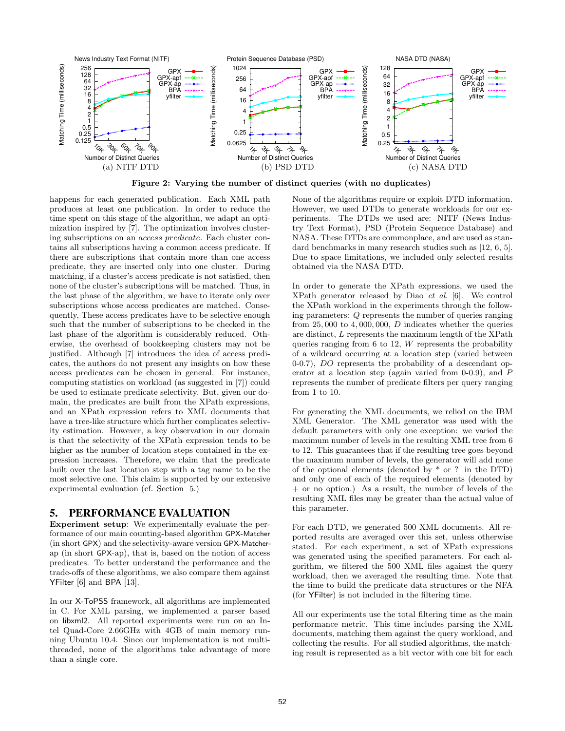Figure 2: Varying the number of distinct queries (with no duplicates)

(a) NITF DTD (b) PSD DTD (c) NASA DTD

happens for each generated publication. Each XML path produces at least one publication. In order to reduce the time spent on this stage of the algorithm, we adapt an optimization inspired by [7]. The optimization involves clustering subscriptions on an *access predicate*. Each cluster contains all subscriptions having a common access predicate. If there are subscriptions that contain more than one access predicate, they are inserted only into one cluster. During matching, if a cluster's access predicate is not satisfied, then none of the cluster's subscriptions will be matched. Thus, in the last phase of the algorithm, we have to iterate only over subscriptions whose access predicates are matched. Consequently, These access predicates have to be selective enough such that the number of subscriptions to be checked in the last phase of the algorithm is considerably reduced. Otherwise, the overhead of bookkeeping clusters may not be justified. Although [7] introduces the idea of access predicates, the authors do not present any insights on how these access predicates can be chosen in general. For instance, computing statistics on workload (as suggested in [7]) could be used to estimate predicate selectivity. But, given our domain, the predicates are built from the XPath expressions, and an XPath expression refers to XML documents that have a tree-like structure which further complicates selectivity estimation. However, a key observation in our domain is that the selectivity of the XPath expression tends to be higher as the number of location steps contained in the expression increases. Therefore, we claim that the predicate built over the last location step with a tag name to be the most selective one. This claim is supported by our extensive experimental evaluation (cf. Section 5.)

## 5. PERFORMANCE EVALUATION

**Experiment setup**: We experimentally evaluate the performance of our main counting-based algorithm GPX-Matcher (in short GPX) and the selectivity-aware version GPX-Matcher-ap (in short GPX-ap), that is, based on the notion of access predicates. To better understand the performance and the trade-offs of these algorithms, we also compare them against YFilter [6] and BPA [13].

In our X-ToPSS framework, all algorithms are implemented in C. For XML parsing, we implemented a parser based on libxml2. All reported experiments were run on an Intel Quad-Core 2.66GHz with 4GB of main memory running Ubuntu 10.4. Since our implementation is not multi-threaded, none of the algorithms take advantage of more than a single core.

None of the algorithms require or exploit DTD information. However, we used DTDs to generate workloads for our experiments. The DTDs we used are: NITF (News Industry Text Format), PSD (Protein Sequence Database) and NASA. These DTDs are commonplace, and are used as standard benchmarks in many research studies such as [12, 6, 5]. Due to space limitations, we included only selected results obtained via the NASA DTD.

In order to generate the XPath expressions, we used the XPath generator released by Diao *et al.* [6]. We control the XPath workload in the experiments through the following parameters: $Q$ represents the number of queries ranging from 25,000 to 4,000,000, $D$ indicates whether the queries are distinct, $L$ represents the maximum length of the XPath queries ranging from 6 to 12, $W$ represents the probability of a wildcard occurring at a location step (varied between 0-0.7), $DO$ represents the probability of a descendant operator at a location step (again varied from 0-0.9), and $P$ represents the number of predicate filters per query ranging from 1 to 10.

For generating the XML documents, we relied on the IBM XML Generator. The XML generator was used with the default parameters with only one exception: we varied the maximum number of levels in the resulting XML tree from 6 to 12. This guarantees that if the resulting tree goes beyond the maximum number of levels, the generator will add none of the optional elements (denoted by * or ? in the DTD) and only one of each of the required elements (denoted by + or no option.) As a result, the number of levels of the resulting XML files may be greater than the actual value of this parameter.

For each DTD, we generated 500 XML documents. All reported results are averaged over this set, unless otherwise stated. For each experiment, a set of XPath expressions was generated using the specified parameters. For each algorithm, we filtered the 500 XML files against the query workload, then we averaged the resulting time. Note that the time to build the predicate data structures or the NFA (for YFilter) is not included in the filtering time.

All our experiments use the total filtering time as the main performance metric. This time includes parsing the XML documents, matching them against the query workload, and collecting the results. For all studied algorithms, the matching result is represented as a bit vector with one bit for each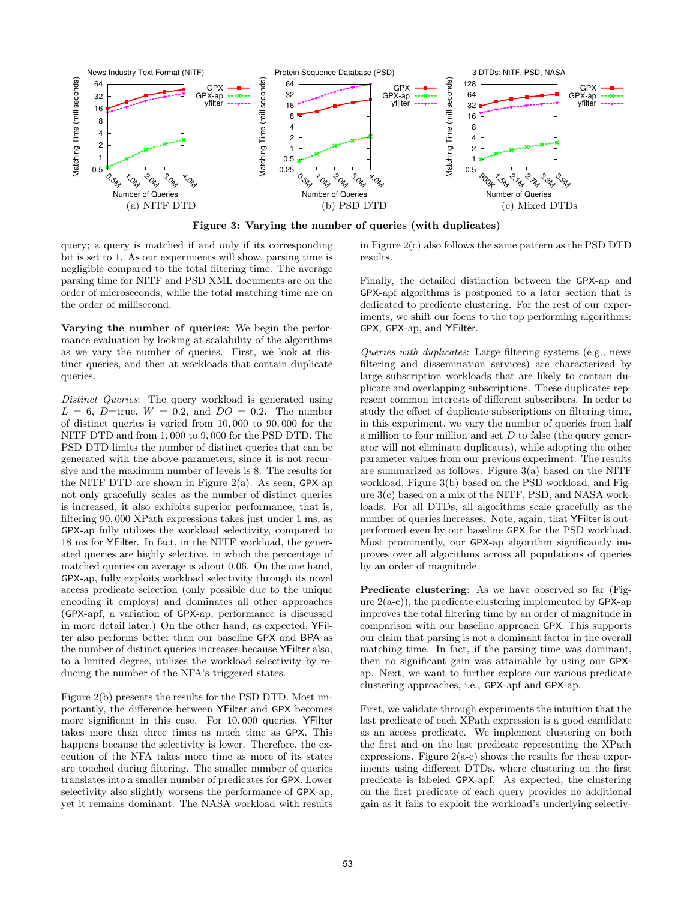(a) NITF DTD (b) PSD DTD (c) Mixed DTDs

**Figure 3: Varying the number of queries (with duplicates)**

query; a query is matched if and only if its corresponding bit is set to 1. As our experiments will show, parsing time is negligible compared to the total filtering time. The average parsing time for NITF and PSD XML documents are on the order of microseconds, while the total matching time are on the order of millisecond.

**Varying the number of queries**: We begin the performance evaluation by looking at scalability of the algorithms as we vary the number of queries. First, we look at distinct queries, and then at workloads that contain duplicate queries.

*Distinct Queries*: The query workload is generated using $L = 6$, $D$=true, $W = 0.2$, and $DO = 0.2$. The number of distinct queries is varied from 10,000 to 90,000 for the NITF DTD and from 1,000 to 9,000 for the PSD DTD. The PSD DTD limits the number of distinct queries that can be generated with the above parameters, since it is not recursive and the maximum number of levels is 8. The results for the NITF DTD are shown in Figure 2(a). As seen, GPX-ap not only gracefully scales as the number of distinct queries is increased, it also exhibits superior performance; that is, filtering 90,000 XPath expressions takes just under 1 ms, as GPX-ap fully utilizes the workload selectivity, compared to 18 ms for YFilter. In fact, in the NITF workload, the generated queries are highly selective, in which the percentage of matched queries on average is about 0.06. On the one hand, GPX-ap, fully exploits workload selectivity through its novel access predicate selection (only possible due to the unique encoding it employs) and dominates all other approaches (GPX-apf, a variation of GPX-ap, performance is discussed in more detail later.) On the other hand, as expected, YFilter also performs better than our baseline GPX and BPA as the number of distinct queries increases because YFilter also, to a limited degree, utilizes the workload selectivity by reducing the number of the NFA's triggered states.

Figure 2(b) presents the results for the PSD DTD. Most importantly, the difference between YFilter and GPX becomes more significant in this case. For 10,000 queries, YFilter takes more than three times as much time as GPX. This happens because the selectivity is lower. Therefore, the execution of the NFA takes more time as more of its states are touched during filtering. The smaller number of queries translates into a smaller number of predicates for GPX. Lower selectivity also slightly worsens the performance of GPX-ap, yet it remains dominant. The NASA workload with results in Figure 2(c) also follows the same pattern as the PSD DTD results.

Finally, the detailed distinction between the GPX-ap and GPX-apf algorithms is postponed to a later section that is dedicated to predicate clustering. For the rest of our experiments, we shift our focus to the top performing algorithms: GPX, GPX-ap, and YFilter.

*Queries with duplicates*: Large filtering systems (e.g., news filtering and dissemination services) are characterized by large subscription workloads that are likely to contain duplicate and overlapping subscriptions. These duplicates represent common interests of different subscribers. In order to study the effect of duplicate subscriptions on filtering time, in this experiment, we vary the number of queries from half a million to four million and set $D$ to false (the query generator will not eliminate duplicates), while adopting the other parameter values from our previous experiment. The results are summarized as follows: Figure 3(a) based on the NITF workload, Figure 3(b) based on the PSD workload, and Figure 3(c) based on a mix of the NITF, PSD, and NASA workloads. For all DTDs, all algorithms scale gracefully as the number of queries increases. Note, again, that YFilter is outperformed even by our baseline GPX for the PSD workload. Most prominently, our GPX-ap algorithm significantly improves over all algorithms across all populations of queries by an order of magnitude.

**Predicate clustering**: As we have observed so far (Figure 2(a-c)), the predicate clustering implemented by GPX-ap improves the total filtering time by an order of magnitude in comparison with our baseline approach GPX. This supports our claim that parsing is not a dominant factor in the overall matching time. In fact, if the parsing time was dominant, then no significant gain was attainable by using our GPX-ap. Next, we want to further explore our various predicate clustering approaches, i.e., GPX-apf and GPX-ap.

First, we validate through experiments the intuition that the last predicate of each XPath expression is a good candidate as an access predicate. We implement clustering on both the first and on the last predicate representing the XPath expressions. Figure 2(a-c) shows the results for these experiments using different DTDs, where clustering on the first predicate is labeled GPX-apf. As expected, the clustering on the first predicate of each query provides no additional gain as it fails to exploit the workload's underlying selectiv-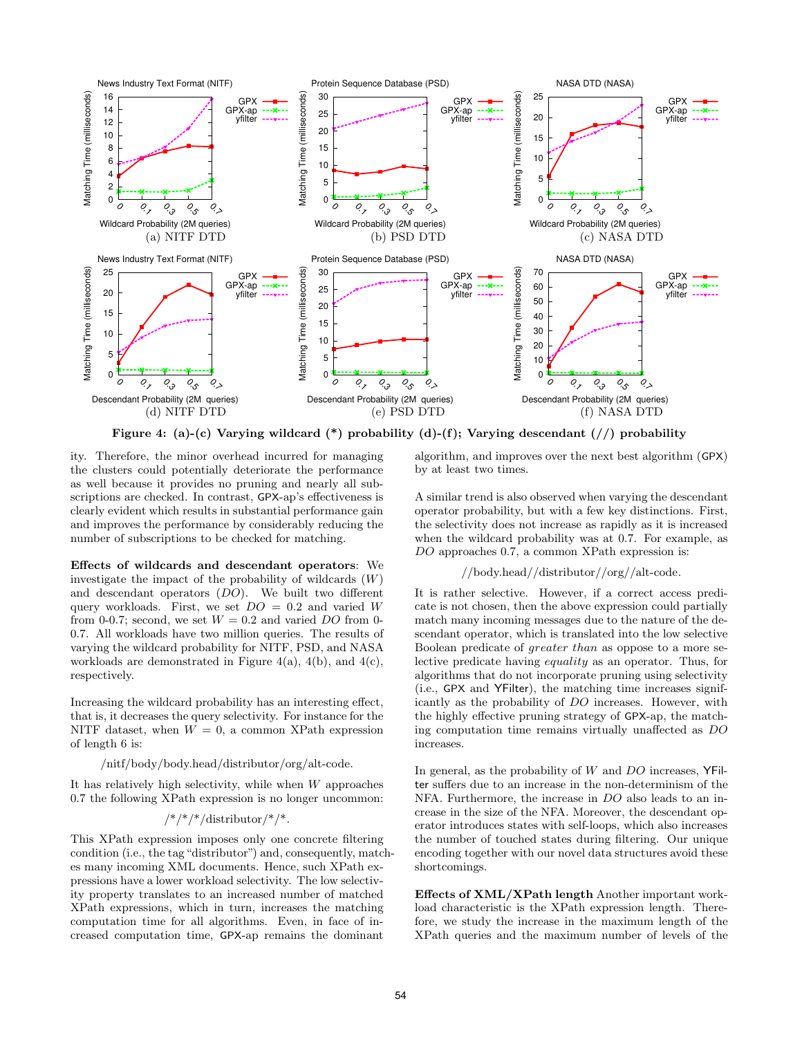News Industry Text Format (NITF)

Matching Time (milliseconds)

0 2 4 6 8 10 12 14 16

GPX
GPX-ap
yfilter

0 0.1 0.3 0.5 0.7

Wildcard Probability (2M queries)

(a) NITF DTD

Protein Sequence Database (PSD)

Matching Time (milliseconds)

0 5 10 15 20 25 30

GPX
GPX-ap
yfilter

0 0.1 0.3 0.5 0.7

Wildcard Probability (2M queries)

(b) PSD DTD

NASA DTD (NASA)

Matching Time (milliseconds)

0 5 10 15 20 25

GPX
GPX-ap
yfilter

0 0.1 0.3 0.5 0.7

Wildcard Probability (2M queries)

(c) NASA DTD

News Industry Text Format (NITF)

Matching Time (milliseconds)

0 5 10 15 20 25

GPX
GPX-ap
yfilter

0 0.1 0.3 0.5 0.7

Descendant Probability (2M queries)

(d) NITF DTD

Protein Sequence Database (PSD)

Matching Time (milliseconds)

0 5 10 15 20 25 30

GPX
GPX-ap
yfilter

0 0.1 0.3 0.5 0.7

Descendant Probability (2M queries)

(e) PSD DTD

NASA DTD (NASA)

Matching Time (milliseconds)

0 10 20 30 40 50 60 70

GPX
GPX-ap
yfilter

0 0.1 0.3 0.5 0.7

Descendant Probability (2M queries)

(f) NASA DTD

**Figure 4: (a)-(c) Varying wildcard (*) probability (d)-(f); Varying descendant (//) probability**

ity. Therefore, the minor overhead incurred for managing the clusters could potentially deteriorate the performance as well because it provides no pruning and nearly all subscriptions are checked. In contrast, GPX-ap's effectiveness is clearly evident which results in substantial performance gain and improves the performance by considerably reducing the number of subscriptions to be checked for matching.

**Effects of wildcards and descendant operators**: We investigate the impact of the probability of wildcards ($W$) and descendant operators ($DO$). We built two different query workloads. First, we set $DO = 0.2$ and varied $W$ from 0-0.7; second, we set $W = 0.2$ and varied $DO$ from 0-0.7. All workloads have two million queries. The results of varying the wildcard probability for NITF, PSD, and NASA workloads are demonstrated in Figure 4(a), 4(b), and 4(c), respectively.

Increasing the wildcard probability has an interesting effect, that is, it decreases the query selectivity. For instance for the NITF dataset, when $W = 0$, a common XPath expression of length 6 is:

/nitf/body/body.head/distributor/org/alt-code.

It has relatively high selectivity, while when $W$ approaches 0.7 the following XPath expression is no longer uncommon:

/*/*/*/distributor/*/*.

This XPath expression imposes only one concrete filtering condition (i.e., the tag "distributor") and, consequently, matches many incoming XML documents. Hence, such XPath expressions have a lower workload selectivity. The low selectivity property translates to an increased number of matched XPath expressions, which in turn, increases the matching computation time for all algorithms. Even, in face of increased computation time, GPX-ap remains the dominant algorithm, and improves over the next best algorithm (GPX) by at least two times.

A similar trend is also observed when varying the descendant operator probability, but with a few key distinctions. First, the selectivity does not increase as rapidly as it is increased when the wildcard probability was at 0.7. For example, as $DO$ approaches 0.7, a common XPath expression is:

//body.head//distributor//org//alt-code.

It is rather selective. However, if a correct access predicate is not chosen, then the above expression could partially match many incoming messages due to the nature of the descendant operator, which is translated into the low selective Boolean predicate of *greater than* as oppose to a more selective predicate having *equality* as an operator. Thus, for algorithms that do not incorporate pruning using selectivity (i.e., GPX and YFilter), the matching time increases significantly as the probability of $DO$ increases. However, with the highly effective pruning strategy of GPX-ap, the matching computation time remains virtually unaffected as $DO$ increases.

In general, as the probability of $W$ and $DO$ increases, YFilter suffers due to an increase in the non-determinism of the NFA. Furthermore, the increase in $DO$ also leads to an increase in the size of the NFA. Moreover, the descendant operator introduces states with self-loops, which also increases the number of touched states during filtering. Our unique encoding together with our novel data structures avoid these shortcomings.

**Effects of XML/XPath length** Another important workload characteristic is the XPath expression length. Therefore, we study the increase in the maximum length of the XPath queries and the maximum number of levels of the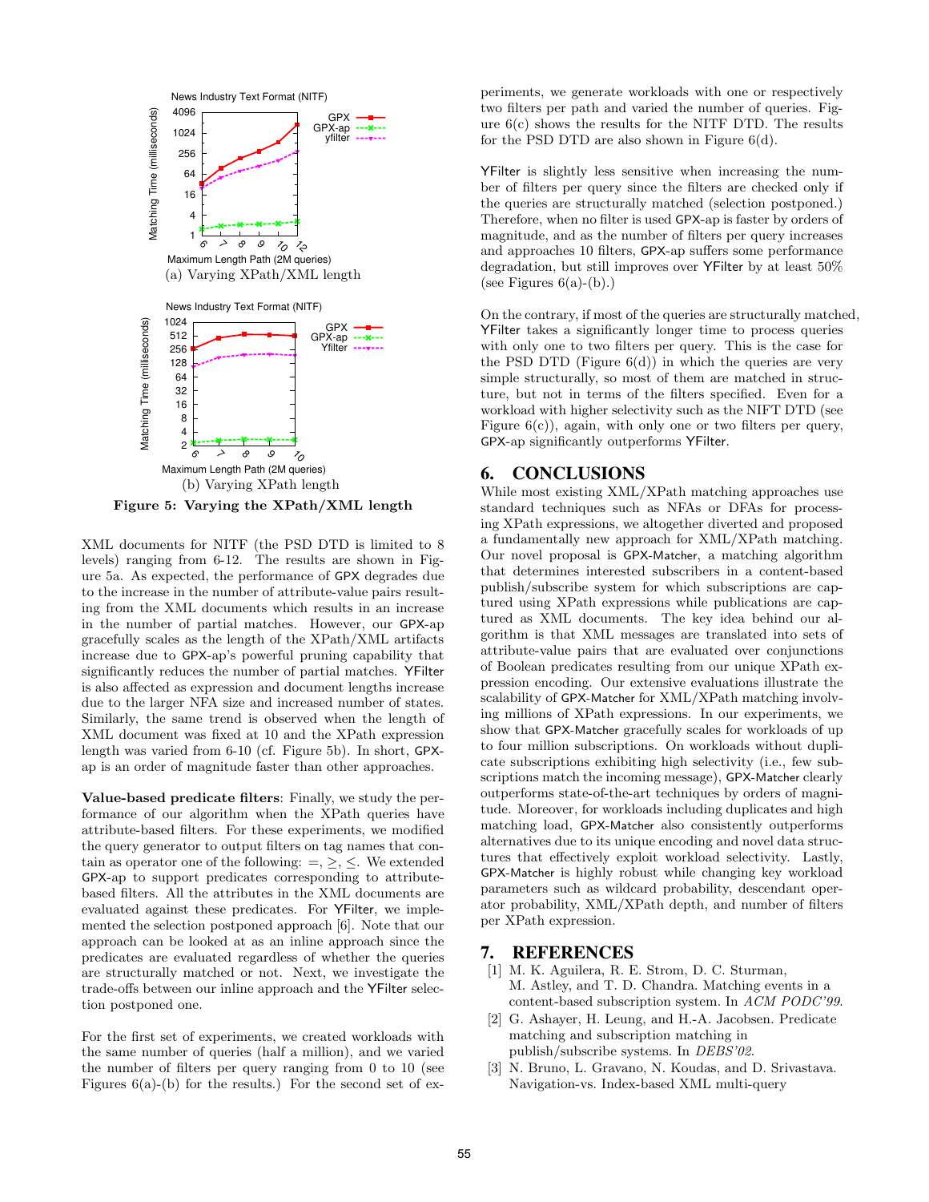News Industry Text Format (NITF)

Matching Time (milliseconds)

4096
1024
256
64
16
4
1

6 7 8 9 10 12

Maximum Length Path (2M queries)

GPX
GPX-ap
yfilter

(a) Varying XPath/XML length

News Industry Text Format (NITF)

Matching Time (milliseconds)

1024
512
256
128
64
32
16
8
4
2

6 7 8 9 10

Maximum Length Path (2M queries)

GPX
GPX-ap
Yfilter

(b) Varying XPath length

**Figure 5: Varying the XPath/XML length**

XML documents for NITF (the PSD DTD is limited to 8 levels) ranging from 6-12. The results are shown in Figure 5a. As expected, the performance of GPX degrades due to the increase in the number of attribute-value pairs resulting from the XML documents which results in an increase in the number of partial matches. However, our GPX-ap gracefully scales as the length of the XPath/XML artifacts increase due to GPX-ap's powerful pruning capability that significantly reduces the number of partial matches. YFilter is also affected as expression and document lengths increase due to the larger NFA size and increased number of states. Similarly, the same trend is observed when the length of XML document was fixed at 10 and the XPath expression length was varied from 6-10 (cf. Figure 5b). In short, GPX-ap is an order of magnitude faster than other approaches.

**Value-based predicate filters**: Finally, we study the performance of our algorithm when the XPath queries have attribute-based filters. For these experiments, we modified the query generator to output filters on tag names that contain as operator one of the following: $=, \geq, \leq$. We extended GPX-ap to support predicates corresponding to attribute-based filters. All the attributes in the XML documents are evaluated against these predicates. For YFilter, we implemented the selection postponed approach [6]. Note that our approach can be looked at as an inline approach since the predicates are evaluated regardless of whether the queries are structurally matched or not. Next, we investigate the trade-offs between our inline approach and the YFilter selection postponed one.

For the first set of experiments, we created workloads with the same number of queries (half a million), and we varied the number of filters per query ranging from 0 to 10 (see Figures 6(a)-(b) for the results.) For the second set of experiments, we generate workloads with one or respectively two filters per path and varied the number of queries. Figure 6(c) shows the results for the NITF DTD. The results for the PSD DTD are also shown in Figure 6(d).

YFilter is slightly less sensitive when increasing the number of filters per query since the filters are checked only if the queries are structurally matched (selection postponed.) Therefore, when no filter is used GPX-ap is faster by orders of magnitude, and as the number of filters per query increases and approaches 10 filters, GPX-ap suffers some performance degradation, but still improves over YFilter by at least 50% (see Figures 6(a)-(b).)

On the contrary, if most of the queries are structurally matched, YFilter takes a significantly longer time to process queries with only one to two filters per query. This is the case for the PSD DTD (Figure 6(d)) in which the queries are very simple structurally, so most of them are matched in structure, but not in terms of the filters specified. Even for a workload with higher selectivity such as the NIFT DTD (see Figure 6(c)), again, with only one or two filters per query, GPX-ap significantly outperforms YFilter.

## 6. CONCLUSIONS

While most existing XML/XPath matching approaches use standard techniques such as NFAs or DFAs for processing XPath expressions, we altogether diverted and proposed a fundamentally new approach for XML/XPath matching. Our novel proposal is GPX-Matcher, a matching algorithm that determines interested subscribers in a content-based publish/subscribe system for which subscriptions are captured using XPath expressions while publications are captured as XML documents. The key idea behind our algorithm is that XML messages are translated into sets of attribute-value pairs that are evaluated over conjunctions of Boolean predicates resulting from our unique XPath expression encoding. Our extensive evaluations illustrate the scalability of GPX-Matcher for XML/XPath matching involving millions of XPath expressions. In our experiments, we show that GPX-Matcher gracefully scales for workloads of up to four million subscriptions. On workloads without duplicate subscriptions exhibiting high selectivity (i.e., few subscriptions match the incoming message), GPX-Matcher clearly outperforms state-of-the-art techniques by orders of magnitude. Moreover, for workloads including duplicates and high matching load, GPX-Matcher also consistently outperforms alternatives due to its unique encoding and novel data structures that effectively exploit workload selectivity. Lastly, GPX-Matcher is highly robust while changing key workload parameters such as wildcard probability, descendant operator probability, XML/XPath depth, and number of filters per XPath expression.

## 7. REFERENCES

[1] M. K. Aguilera, R. E. Strom, D. C. Sturman, M. Astley, and T. D. Chandra. Matching events in a content-based subscription system. In *ACM PODC'99*.

[2] G. Ashayer, H. Leung, and H.-A. Jacobsen. Predicate matching and subscription matching in publish/subscribe systems. In *DEBS'02*.

[3] N. Bruno, L. Gravano, N. Koudas, and D. Srivastava. Navigation-vs. Index-based XML multi-query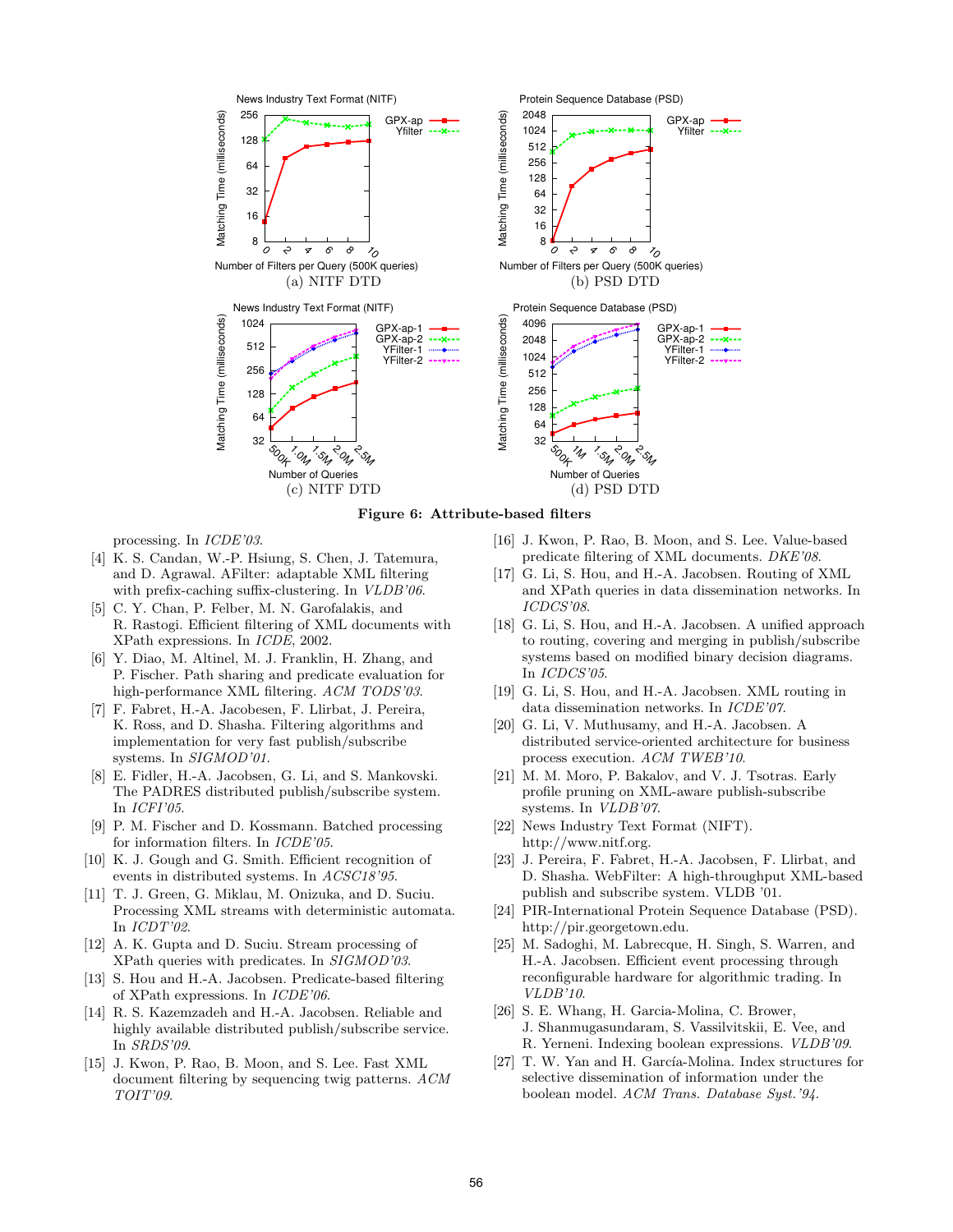News Industry Text Format (NITF)

Matching Time (milliseconds)

256, 128, 64, 32, 16, 8

GPX-ap
Yfilter

0 2 4 6 8 10

Number of Filters per Query (500K queries)

(a) NITF DTD

Protein Sequence Database (PSD)

Matching Time (milliseconds)

2048, 1024, 512, 256, 128, 64, 32, 16, 8

GPX-ap
Yfilter

0 2 4 6 8 10

Number of Filters per Query (500K queries)

(b) PSD DTD

News Industry Text Format (NITF)

Matching Time (milliseconds)

1024, 512, 256, 128, 64, 32

GPX-ap-1
GPX-ap-2
YFilter-1
YFilter-2

500K 1.0M 1.5M 2.0M 2.5M

Number of Queries

(c) NITF DTD

Protein Sequence Database (PSD)

Matching Time (milliseconds)

4096, 2048, 1024, 512, 256, 128, 64, 32

GPX-ap-1
GPX-ap-2
YFilter-1
YFilter-2

500K 1M 1.5M 2.0M 2.5M

Number of Queries

(d) PSD DTD

**Figure 6: Attribute-based filters**

processing. In *ICDE'03*.

[4] K. S. Candan, W.-P. Hsiung, S. Chen, J. Tatemura, and D. Agrawal. AFilter: adaptable XML filtering with prefix-caching suffix-clustering. In *VLDB'06*.

[5] C. Y. Chan, P. Felber, M. N. Garofalakis, and R. Rastogi. Efficient filtering of XML documents with XPath expressions. In *ICDE*, 2002.

[6] Y. Diao, M. Altinel, M. J. Franklin, H. Zhang, and P. Fischer. Path sharing and predicate evaluation for high-performance XML filtering. *ACM TODS'03*.

[7] F. Fabret, H.-A. Jacobesen, F. Llirbat, J. Pereira, K. Ross, and D. Shasha. Filtering algorithms and implementation for very fast publish/subscribe systems. In *SIGMOD'01*.

[8] E. Fidler, H.-A. Jacobsen, G. Li, and S. Mankovski. The PADRES distributed publish/subscribe system. In *ICFI'05*.

[9] P. M. Fischer and D. Kossmann. Batched processing for information filters. In *ICDE'05*.

[10] K. J. Gough and G. Smith. Efficient recognition of events in distributed systems. In *ACSC18'95*.

[11] T. J. Green, G. Miklau, M. Onizuka, and D. Suciu. Processing XML streams with deterministic automata. In *ICDT'02*.

[12] A. K. Gupta and D. Suciu. Stream processing of XPath queries with predicates. In *SIGMOD'03*.

[13] S. Hou and H.-A. Jacobsen. Predicate-based filtering of XPath expressions. In *ICDE'06*.

[14] R. S. Kazemzadeh and H.-A. Jacobsen. Reliable and highly available distributed publish/subscribe service. In *SRDS'09*.

[15] J. Kwon, P. Rao, B. Moon, and S. Lee. Fast XML document filtering by sequencing twig patterns. *ACM TOIT'09*.

[16] J. Kwon, P. Rao, B. Moon, and S. Lee. Value-based predicate filtering of XML documents. *DKE'08*.

[17] G. Li, S. Hou, and H.-A. Jacobsen. Routing of XML and XPath queries in data dissemination networks. In *ICDCS'08*.

[18] G. Li, S. Hou, and H.-A. Jacobsen. A unified approach to routing, covering and merging in publish/subscribe systems based on modified binary decision diagrams. In *ICDCS'05*.

[19] G. Li, S. Hou, and H.-A. Jacobsen. XML routing in data dissemination networks. In *ICDE'07*.

[20] G. Li, V. Muthusamy, and H.-A. Jacobsen. A distributed service-oriented architecture for business process execution. *ACM TWEB'10*.

[21] M. M. Moro, P. Bakalov, and V. J. Tsotras. Early profile pruning on XML-aware publish-subscribe systems. In *VLDB'07*.

[22] News Industry Text Format (NIFT). http://www.nitf.org.

[23] J. Pereira, F. Fabret, H.-A. Jacobsen, F. Llirbat, and D. Shasha. WebFilter: A high-throughput XML-based publish and subscribe system. VLDB '01.

[24] PIR-International Protein Sequence Database (PSD). http://pir.georgetown.edu.

[25] M. Sadoghi, M. Labrecque, H. Singh, S. Warren, and H.-A. Jacobsen. Efficient event processing through reconfigurable hardware for algorithmic trading. In *VLDB'10*.

[26] S. E. Whang, H. Garcia-Molina, C. Brower, J. Shanmugasundaram, S. Vassilvitskii, E. Vee, and R. Yerneni. Indexing boolean expressions. *VLDB'09*.

[27] T. W. Yan and H. García-Molina. Index structures for selective dissemination of information under the boolean model. *ACM Trans. Database Syst.'94*.